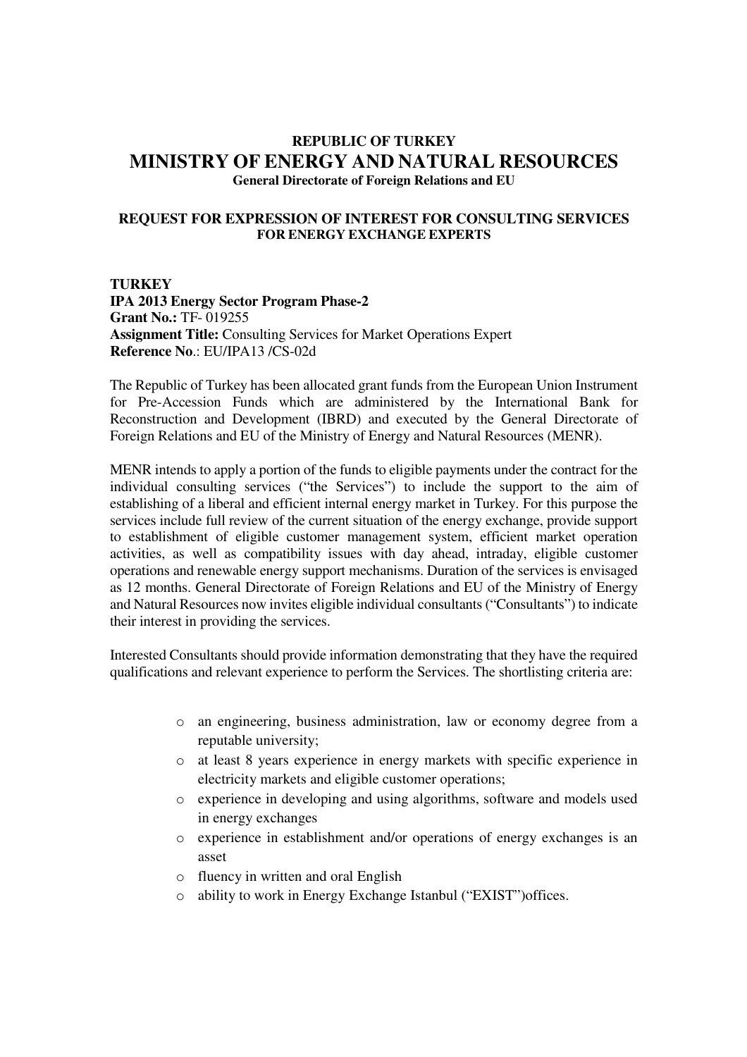# REPUBLIC OF TURKEY

# MINISTRY OF ENERGY AND NATURAL RESOURCES

**General Directorate of Foreign Relations and EU**

## REQUEST FOR EXPRESSION OF INTEREST FOR CONSULTING SERVICES FOR ENERGY EXCHANGE EXPERTS

**TURKEY**
**IPA 2013 Energy Sector Program Phase-2**
**Grant No.:** TF- 019255
**Assignment Title:** Consulting Services for Market Operations Expert
**Reference No**.: EU/IPA13 /CS-02d

The Republic of Turkey has been allocated grant funds from the European Union Instrument for Pre-Accession Funds which are administered by the International Bank for Reconstruction and Development (IBRD) and executed by the General Directorate of Foreign Relations and EU of the Ministry of Energy and Natural Resources (MENR).

MENR intends to apply a portion of the funds to eligible payments under the contract for the individual consulting services ("the Services") to include the support to the aim of establishing of a liberal and efficient internal energy market in Turkey. For this purpose the services include full review of the current situation of the energy exchange, provide support to establishment of eligible customer management system, efficient market operation activities, as well as compatibility issues with day ahead, intraday, eligible customer operations and renewable energy support mechanisms. Duration of the services is envisaged as 12 months. General Directorate of Foreign Relations and EU of the Ministry of Energy and Natural Resources now invites eligible individual consultants ("Consultants") to indicate their interest in providing the services.

Interested Consultants should provide information demonstrating that they have the required qualifications and relevant experience to perform the Services. The shortlisting criteria are:

- an engineering, business administration, law or economy degree from a reputable university;
- at least 8 years experience in energy markets with specific experience in electricity markets and eligible customer operations;
- experience in developing and using algorithms, software and models used in energy exchanges
- experience in establishment and/or operations of energy exchanges is an asset
- fluency in written and oral English
- ability to work in Energy Exchange Istanbul ("EXIST")offices.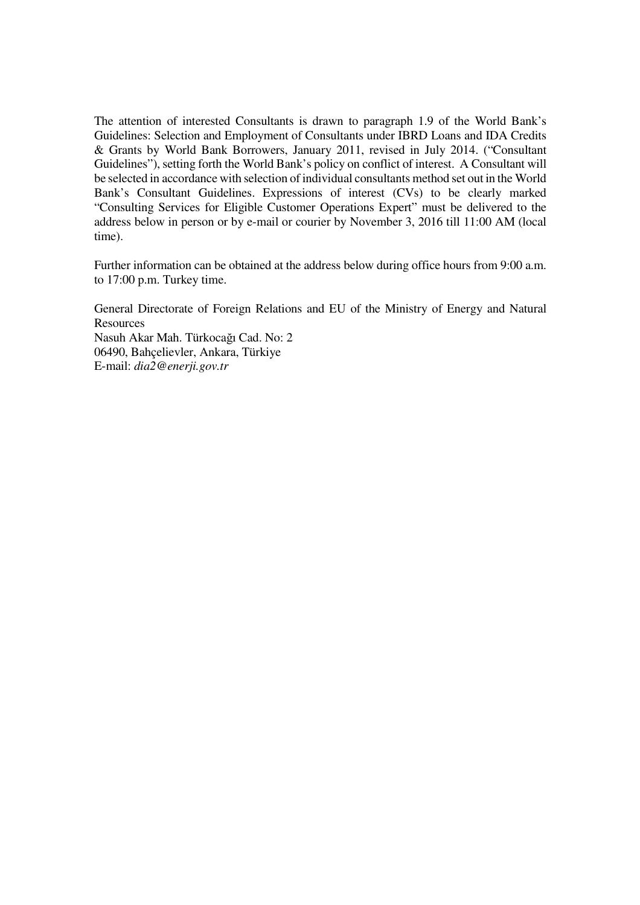The attention of interested Consultants is drawn to paragraph 1.9 of the World Bank's Guidelines: Selection and Employment of Consultants under IBRD Loans and IDA Credits & Grants by World Bank Borrowers, January 2011, revised in July 2014. ("Consultant Guidelines"), setting forth the World Bank's policy on conflict of interest. A Consultant will be selected in accordance with selection of individual consultants method set out in the World Bank's Consultant Guidelines. Expressions of interest (CVs) to be clearly marked "Consulting Services for Eligible Customer Operations Expert" must be delivered to the address below in person or by e-mail or courier by November 3, 2016 till 11:00 AM (local time).

Further information can be obtained at the address below during office hours from 9:00 a.m. to 17:00 p.m. Turkey time.

General Directorate of Foreign Relations and EU of the Ministry of Energy and Natural Resources
Nasuh Akar Mah. Türkocağı Cad. No: 2
06490, Bahçelievler, Ankara, Türkiye
E-mail: *dia2@enerji.gov.tr*